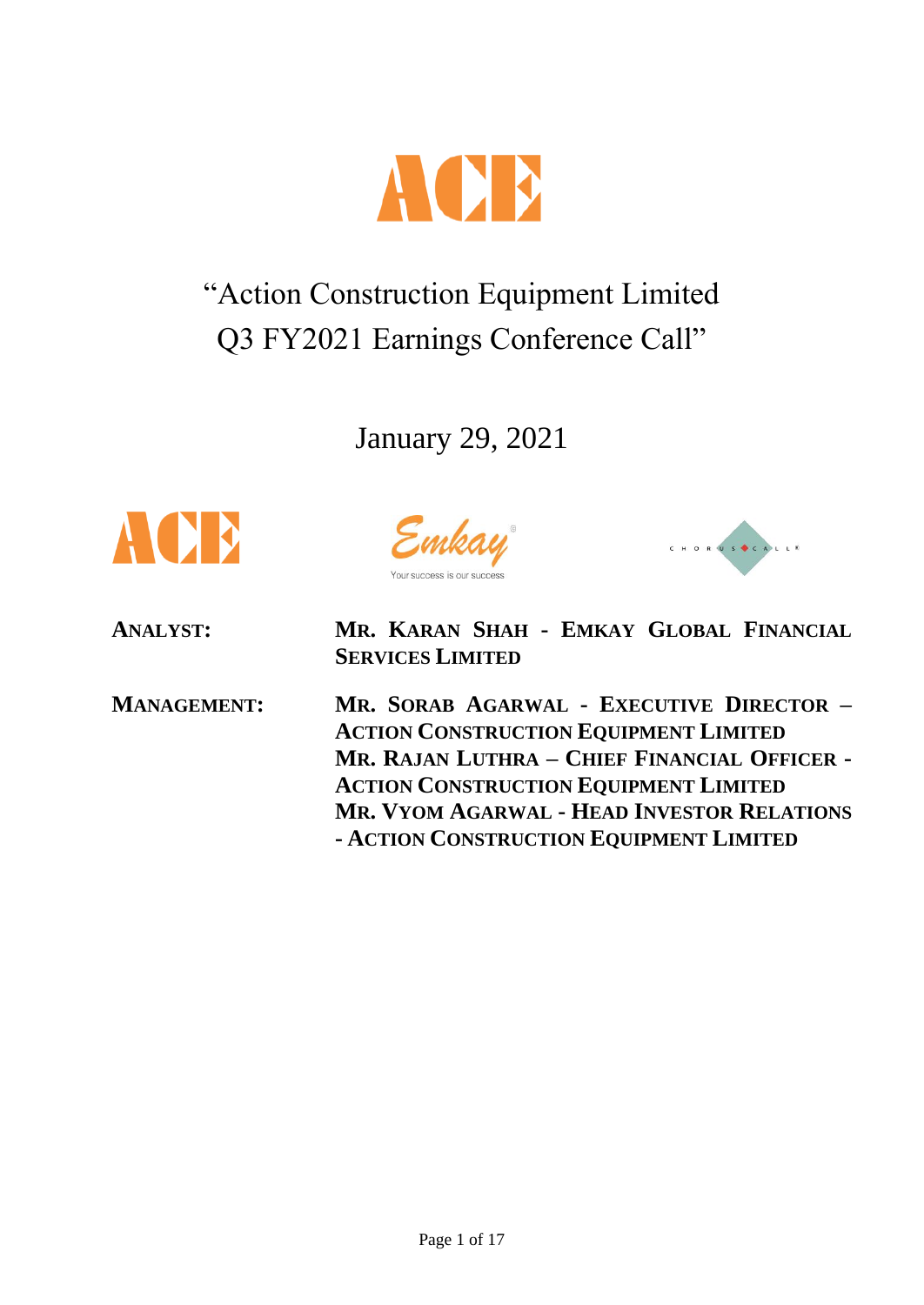# "Action Construction Equipment Limited Q3 FY2021 Earnings Conference Call"

January 29, 2021

**ANALYST:** **MR. KARAN SHAH - EMKAY GLOBAL FINANCIAL SERVICES LIMITED**

**MANAGEMENT:** **MR. SORAB AGARWAL - EXECUTIVE DIRECTOR – ACTION CONSTRUCTION EQUIPMENT LIMITED**
**MR. RAJAN LUTHRA – CHIEF FINANCIAL OFFICER - ACTION CONSTRUCTION EQUIPMENT LIMITED**
**MR. VYOM AGARWAL - HEAD INVESTOR RELATIONS - ACTION CONSTRUCTION EQUIPMENT LIMITED**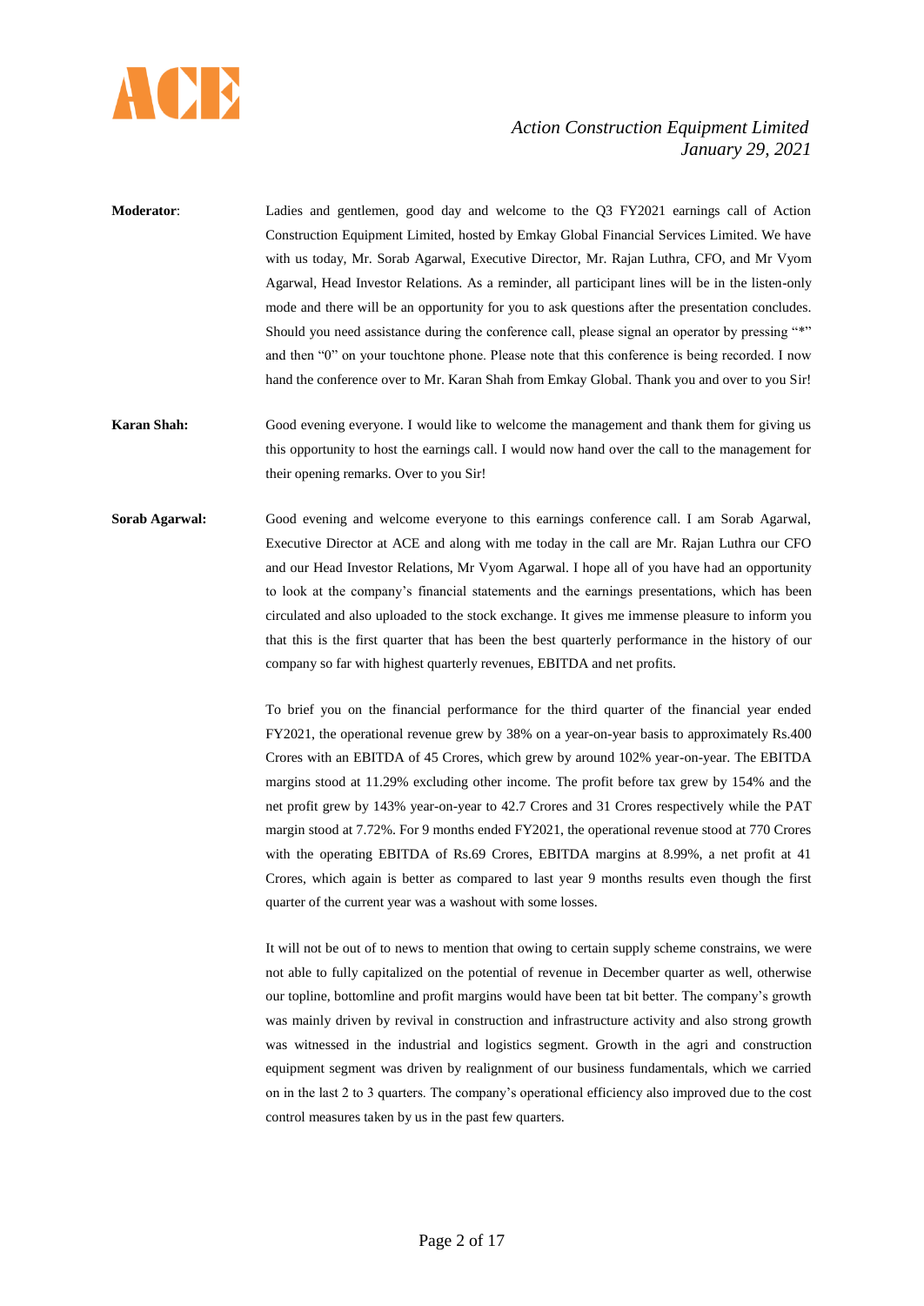**Moderator**: Ladies and gentlemen, good day and welcome to the Q3 FY2021 earnings call of Action Construction Equipment Limited, hosted by Emkay Global Financial Services Limited. We have with us today, Mr. Sorab Agarwal, Executive Director, Mr. Rajan Luthra, CFO, and Mr Vyom Agarwal, Head Investor Relations. As a reminder, all participant lines will be in the listen-only mode and there will be an opportunity for you to ask questions after the presentation concludes. Should you need assistance during the conference call, please signal an operator by pressing "*" and then "0" on your touchtone phone. Please note that this conference is being recorded. I now hand the conference over to Mr. Karan Shah from Emkay Global. Thank you and over to you Sir!

**Karan Shah:** Good evening everyone. I would like to welcome the management and thank them for giving us this opportunity to host the earnings call. I would now hand over the call to the management for their opening remarks. Over to you Sir!

**Sorab Agarwal:** Good evening and welcome everyone to this earnings conference call. I am Sorab Agarwal, Executive Director at ACE and along with me today in the call are Mr. Rajan Luthra our CFO and our Head Investor Relations, Mr Vyom Agarwal. I hope all of you have had an opportunity to look at the company's financial statements and the earnings presentations, which has been circulated and also uploaded to the stock exchange. It gives me immense pleasure to inform you that this is the first quarter that has been the best quarterly performance in the history of our company so far with highest quarterly revenues, EBITDA and net profits.

To brief you on the financial performance for the third quarter of the financial year ended FY2021, the operational revenue grew by 38% on a year-on-year basis to approximately Rs.400 Crores with an EBITDA of 45 Crores, which grew by around 102% year-on-year. The EBITDA margins stood at 11.29% excluding other income. The profit before tax grew by 154% and the net profit grew by 143% year-on-year to 42.7 Crores and 31 Crores respectively while the PAT margin stood at 7.72%. For 9 months ended FY2021, the operational revenue stood at 770 Crores with the operating EBITDA of Rs.69 Crores, EBITDA margins at 8.99%, a net profit at 41 Crores, which again is better as compared to last year 9 months results even though the first quarter of the current year was a washout with some losses.

It will not be out of to news to mention that owing to certain supply scheme constrains, we were not able to fully capitalized on the potential of revenue in December quarter as well, otherwise our topline, bottomline and profit margins would have been tat bit better. The company's growth was mainly driven by revival in construction and infrastructure activity and also strong growth was witnessed in the industrial and logistics segment. Growth in the agri and construction equipment segment was driven by realignment of our business fundamentals, which we carried on in the last 2 to 3 quarters. The company's operational efficiency also improved due to the cost control measures taken by us in the past few quarters.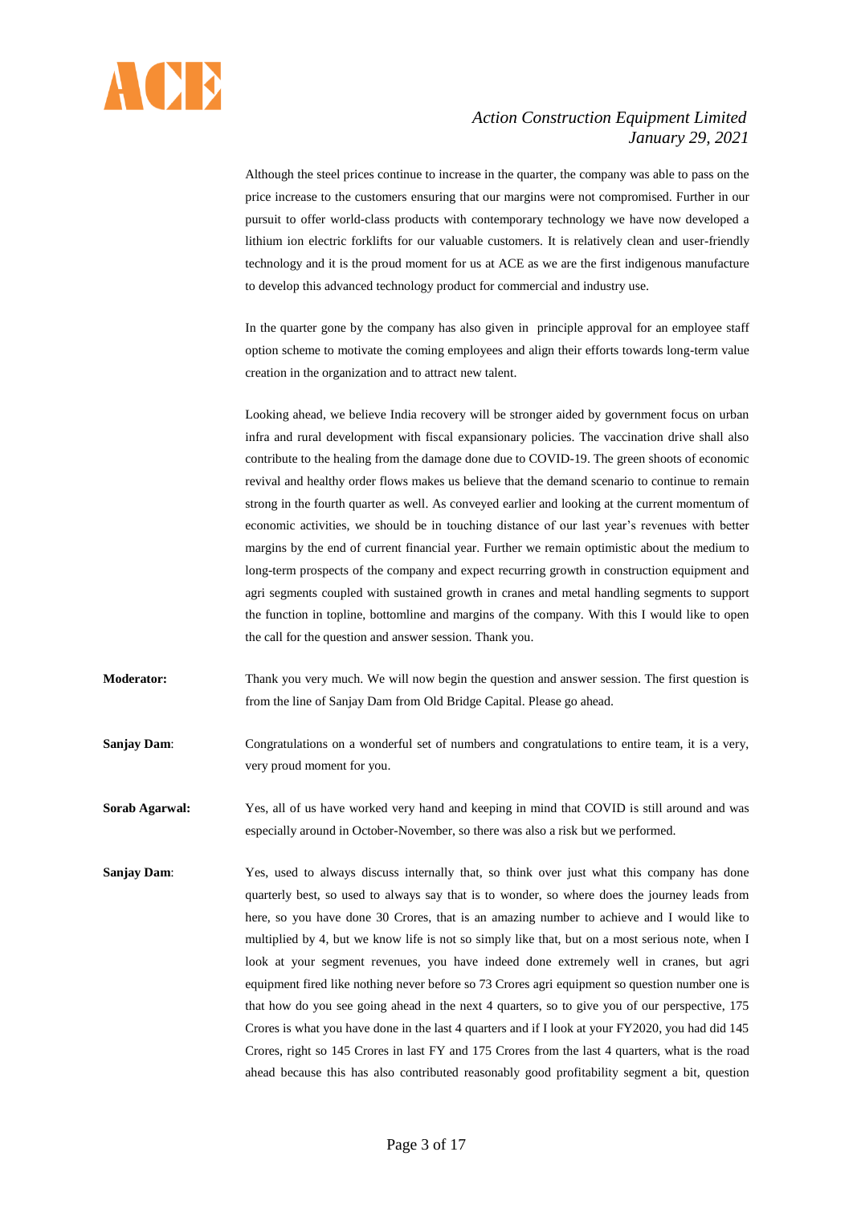Although the steel prices continue to increase in the quarter, the company was able to pass on the price increase to the customers ensuring that our margins were not compromised. Further in our pursuit to offer world-class products with contemporary technology we have now developed a lithium ion electric forklifts for our valuable customers. It is relatively clean and user-friendly technology and it is the proud moment for us at ACE as we are the first indigenous manufacture to develop this advanced technology product for commercial and industry use.

In the quarter gone by the company has also given in principle approval for an employee staff option scheme to motivate the coming employees and align their efforts towards long-term value creation in the organization and to attract new talent.

Looking ahead, we believe India recovery will be stronger aided by government focus on urban infra and rural development with fiscal expansionary policies. The vaccination drive shall also contribute to the healing from the damage done due to COVID-19. The green shoots of economic revival and healthy order flows makes us believe that the demand scenario to continue to remain strong in the fourth quarter as well. As conveyed earlier and looking at the current momentum of economic activities, we should be in touching distance of our last year's revenues with better margins by the end of current financial year. Further we remain optimistic about the medium to long-term prospects of the company and expect recurring growth in construction equipment and agri segments coupled with sustained growth in cranes and metal handling segments to support the function in topline, bottomline and margins of the company. With this I would like to open the call for the question and answer session. Thank you.

**Moderator:** Thank you very much. We will now begin the question and answer session. The first question is from the line of Sanjay Dam from Old Bridge Capital. Please go ahead.

**Sanjay Dam**: Congratulations on a wonderful set of numbers and congratulations to entire team, it is a very, very proud moment for you.

**Sorab Agarwal:** Yes, all of us have worked very hand and keeping in mind that COVID is still around and was especially around in October-November, so there was also a risk but we performed.

**Sanjay Dam**: Yes, used to always discuss internally that, so think over just what this company has done quarterly best, so used to always say that is to wonder, so where does the journey leads from here, so you have done 30 Crores, that is an amazing number to achieve and I would like to multiplied by 4, but we know life is not so simply like that, but on a most serious note, when I look at your segment revenues, you have indeed done extremely well in cranes, but agri equipment fired like nothing never before so 73 Crores agri equipment so question number one is that how do you see going ahead in the next 4 quarters, so to give you of our perspective, 175 Crores is what you have done in the last 4 quarters and if I look at your FY2020, you had did 145 Crores, right so 145 Crores in last FY and 175 Crores from the last 4 quarters, what is the road ahead because this has also contributed reasonably good profitability segment a bit, question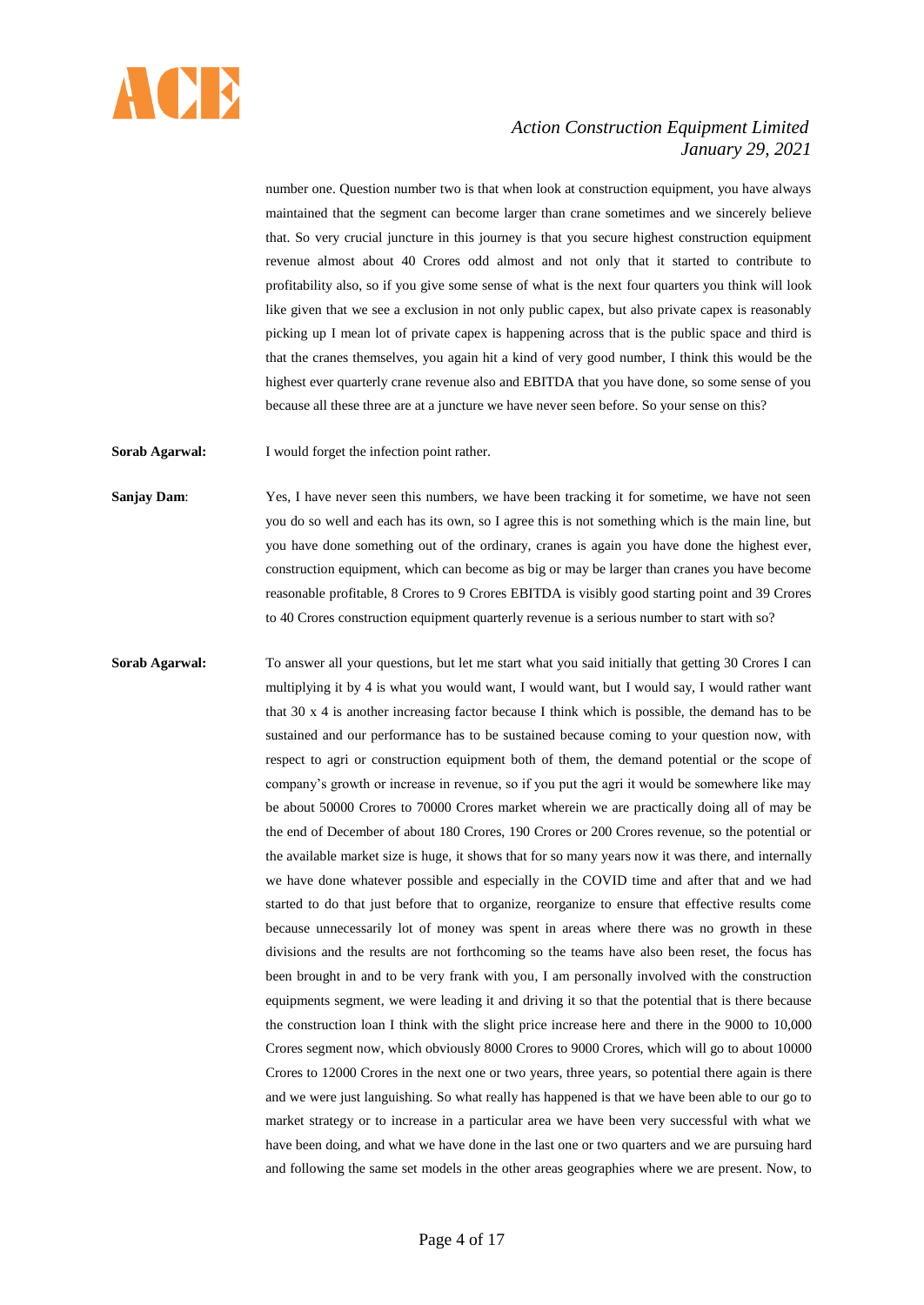number one. Question number two is that when look at construction equipment, you have always maintained that the segment can become larger than crane sometimes and we sincerely believe that. So very crucial juncture in this journey is that you secure highest construction equipment revenue almost about 40 Crores odd almost and not only that it started to contribute to profitability also, so if you give some sense of what is the next four quarters you think will look like given that we see a exclusion in not only public capex, but also private capex is reasonably picking up I mean lot of private capex is happening across that is the public space and third is that the cranes themselves, you again hit a kind of very good number, I think this would be the highest ever quarterly crane revenue also and EBITDA that you have done, so some sense of you because all these three are at a juncture we have never seen before. So your sense on this?

**Sorab Agarwal:** I would forget the infection point rather.

**Sanjay Dam**: Yes, I have never seen this numbers, we have been tracking it for sometime, we have not seen you do so well and each has its own, so I agree this is not something which is the main line, but you have done something out of the ordinary, cranes is again you have done the highest ever, construction equipment, which can become as big or may be larger than cranes you have become reasonable profitable, 8 Crores to 9 Crores EBITDA is visibly good starting point and 39 Crores to 40 Crores construction equipment quarterly revenue is a serious number to start with so?

**Sorab Agarwal:** To answer all your questions, but let me start what you said initially that getting 30 Crores I can multiplying it by 4 is what you would want, I would want, but I would say, I would rather want that 30 x 4 is another increasing factor because I think which is possible, the demand has to be sustained and our performance has to be sustained because coming to your question now, with respect to agri or construction equipment both of them, the demand potential or the scope of company's growth or increase in revenue, so if you put the agri it would be somewhere like may be about 50000 Crores to 70000 Crores market wherein we are practically doing all of may be the end of December of about 180 Crores, 190 Crores or 200 Crores revenue, so the potential or the available market size is huge, it shows that for so many years now it was there, and internally we have done whatever possible and especially in the COVID time and after that and we had started to do that just before that to organize, reorganize to ensure that effective results come because unnecessarily lot of money was spent in areas where there was no growth in these divisions and the results are not forthcoming so the teams have also been reset, the focus has been brought in and to be very frank with you, I am personally involved with the construction equipments segment, we were leading it and driving it so that the potential that is there because the construction loan I think with the slight price increase here and there in the 9000 to 10,000 Crores segment now, which obviously 8000 Crores to 9000 Crores, which will go to about 10000 Crores to 12000 Crores in the next one or two years, three years, so potential there again is there and we were just languishing. So what really has happened is that we have been able to our go to market strategy or to increase in a particular area we have been very successful with what we have been doing, and what we have done in the last one or two quarters and we are pursuing hard and following the same set models in the other areas geographies where we are present. Now, to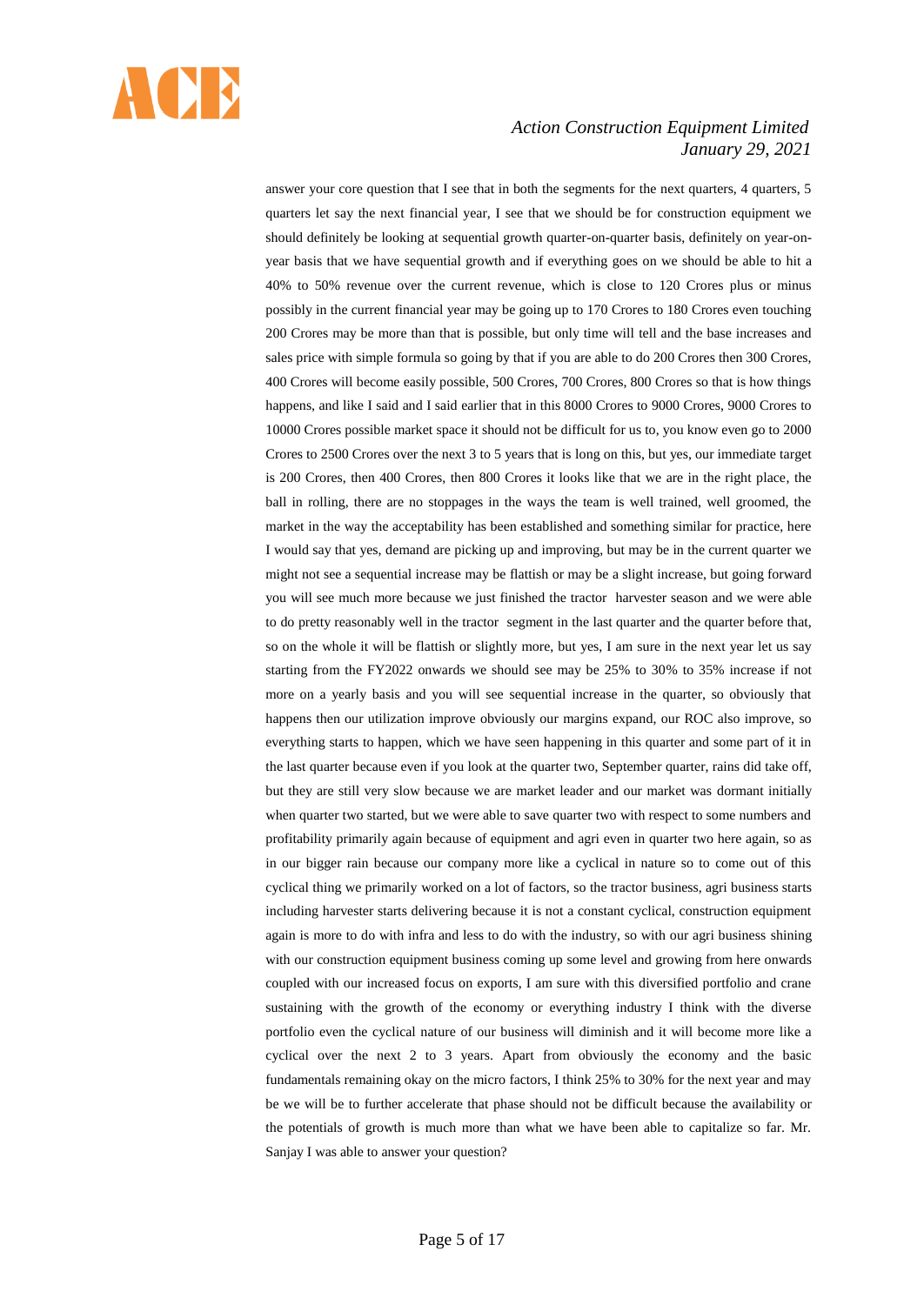answer your core question that I see that in both the segments for the next quarters, 4 quarters, 5 quarters let say the next financial year, I see that we should be for construction equipment we should definitely be looking at sequential growth quarter-on-quarter basis, definitely on year-on-year basis that we have sequential growth and if everything goes on we should be able to hit a 40% to 50% revenue over the current revenue, which is close to 120 Crores plus or minus possibly in the current financial year may be going up to 170 Crores to 180 Crores even touching 200 Crores may be more than that is possible, but only time will tell and the base increases and sales price with simple formula so going by that if you are able to do 200 Crores then 300 Crores, 400 Crores will become easily possible, 500 Crores, 700 Crores, 800 Crores so that is how things happens, and like I said and I said earlier that in this 8000 Crores to 9000 Crores, 9000 Crores to 10000 Crores possible market space it should not be difficult for us to, you know even go to 2000 Crores to 2500 Crores over the next 3 to 5 years that is long on this, but yes, our immediate target is 200 Crores, then 400 Crores, then 800 Crores it looks like that we are in the right place, the ball in rolling, there are no stoppages in the ways the team is well trained, well groomed, the market in the way the acceptability has been established and something similar for practice, here I would say that yes, demand are picking up and improving, but may be in the current quarter we might not see a sequential increase may be flattish or may be a slight increase, but going forward you will see much more because we just finished the tractor harvester season and we were able to do pretty reasonably well in the tractor segment in the last quarter and the quarter before that, so on the whole it will be flattish or slightly more, but yes, I am sure in the next year let us say starting from the FY2022 onwards we should see may be 25% to 30% to 35% increase if not more on a yearly basis and you will see sequential increase in the quarter, so obviously that happens then our utilization improve obviously our margins expand, our ROC also improve, so everything starts to happen, which we have seen happening in this quarter and some part of it in the last quarter because even if you look at the quarter two, September quarter, rains did take off, but they are still very slow because we are market leader and our market was dormant initially when quarter two started, but we were able to save quarter two with respect to some numbers and profitability primarily again because of equipment and agri even in quarter two here again, so as in our bigger rain because our company more like a cyclical in nature so to come out of this cyclical thing we primarily worked on a lot of factors, so the tractor business, agri business starts including harvester starts delivering because it is not a constant cyclical, construction equipment again is more to do with infra and less to do with the industry, so with our agri business shining with our construction equipment business coming up some level and growing from here onwards coupled with our increased focus on exports, I am sure with this diversified portfolio and crane sustaining with the growth of the economy or everything industry I think with the diverse portfolio even the cyclical nature of our business will diminish and it will become more like a cyclical over the next 2 to 3 years. Apart from obviously the economy and the basic fundamentals remaining okay on the micro factors, I think 25% to 30% for the next year and may be we will be to further accelerate that phase should not be difficult because the availability or the potentials of growth is much more than what we have been able to capitalize so far. Mr. Sanjay I was able to answer your question?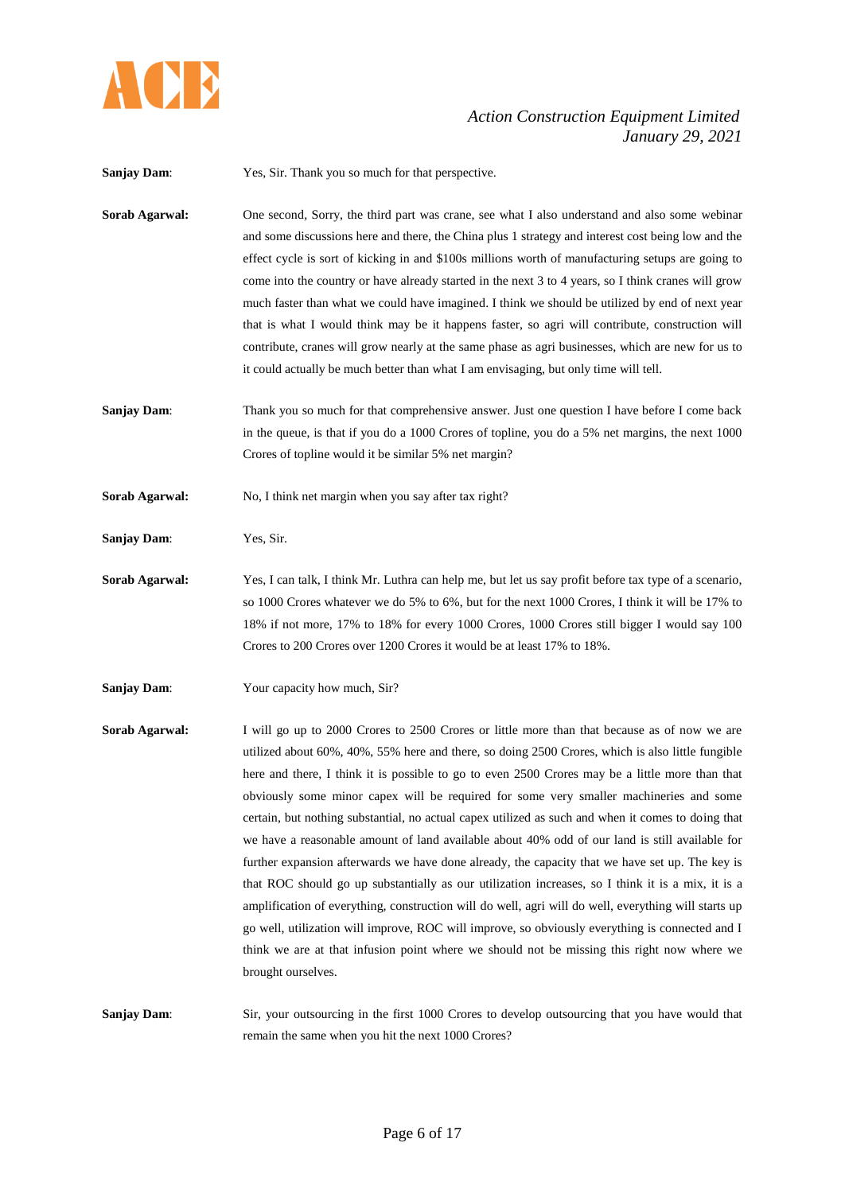**Sanjay Dam**: Yes, Sir. Thank you so much for that perspective.

**Sorab Agarwal:** One second, Sorry, the third part was crane, see what I also understand and also some webinar and some discussions here and there, the China plus 1 strategy and interest cost being low and the effect cycle is sort of kicking in and $100s millions worth of manufacturing setups are going to come into the country or have already started in the next 3 to 4 years, so I think cranes will grow much faster than what we could have imagined. I think we should be utilized by end of next year that is what I would think may be it happens faster, so agri will contribute, construction will contribute, cranes will grow nearly at the same phase as agri businesses, which are new for us to it could actually be much better than what I am envisaging, but only time will tell.

**Sanjay Dam**: Thank you so much for that comprehensive answer. Just one question I have before I come back in the queue, is that if you do a 1000 Crores of topline, you do a 5% net margins, the next 1000 Crores of topline would it be similar 5% net margin?

**Sorab Agarwal:** No, I think net margin when you say after tax right?

**Sanjay Dam**: Yes, Sir.

**Sorab Agarwal:** Yes, I can talk, I think Mr. Luthra can help me, but let us say profit before tax type of a scenario, so 1000 Crores whatever we do 5% to 6%, but for the next 1000 Crores, I think it will be 17% to 18% if not more, 17% to 18% for every 1000 Crores, 1000 Crores still bigger I would say 100 Crores to 200 Crores over 1200 Crores it would be at least 17% to 18%.

**Sanjay Dam**: Your capacity how much, Sir?

**Sorab Agarwal:** I will go up to 2000 Crores to 2500 Crores or little more than that because as of now we are utilized about 60%, 40%, 55% here and there, so doing 2500 Crores, which is also little fungible here and there, I think it is possible to go to even 2500 Crores may be a little more than that obviously some minor capex will be required for some very smaller machineries and some certain, but nothing substantial, no actual capex utilized as such and when it comes to doing that we have a reasonable amount of land available about 40% odd of our land is still available for further expansion afterwards we have done already, the capacity that we have set up. The key is that ROC should go up substantially as our utilization increases, so I think it is a mix, it is a amplification of everything, construction will do well, agri will do well, everything will starts up go well, utilization will improve, ROC will improve, so obviously everything is connected and I think we are at that infusion point where we should not be missing this right now where we brought ourselves.

**Sanjay Dam**: Sir, your outsourcing in the first 1000 Crores to develop outsourcing that you have would that remain the same when you hit the next 1000 Crores?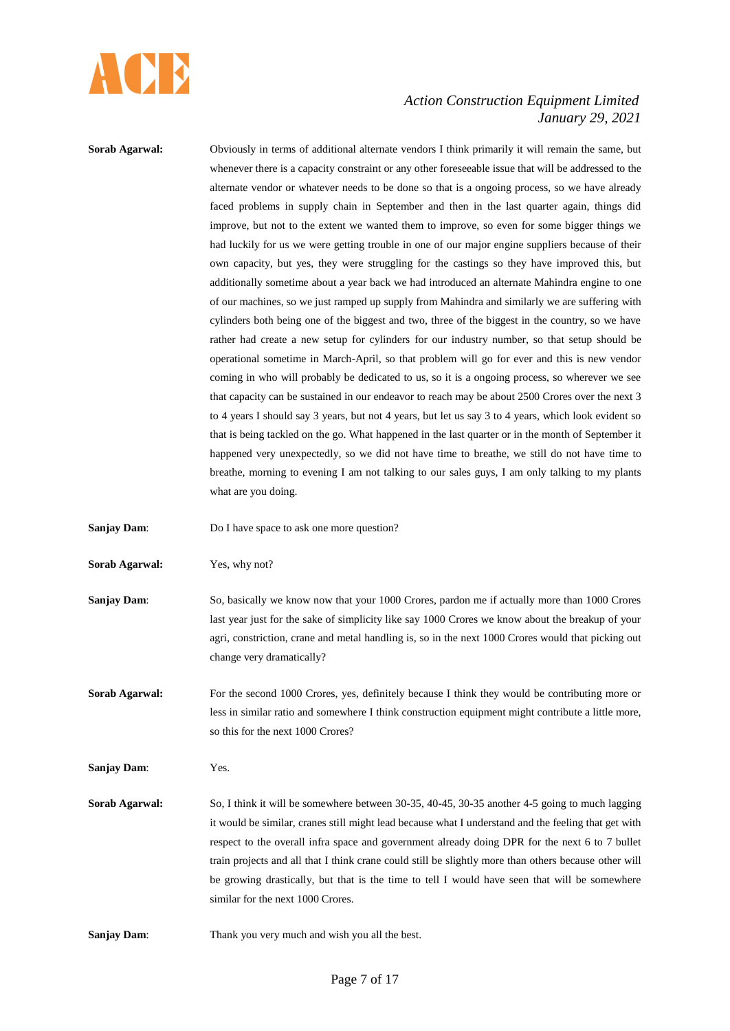**Sorab Agarwal:** Obviously in terms of additional alternate vendors I think primarily it will remain the same, but whenever there is a capacity constraint or any other foreseeable issue that will be addressed to the alternate vendor or whatever needs to be done so that is a ongoing process, so we have already faced problems in supply chain in September and then in the last quarter again, things did improve, but not to the extent we wanted them to improve, so even for some bigger things we had luckily for us we were getting trouble in one of our major engine suppliers because of their own capacity, but yes, they were struggling for the castings so they have improved this, but additionally sometime about a year back we had introduced an alternate Mahindra engine to one of our machines, so we just ramped up supply from Mahindra and similarly we are suffering with cylinders both being one of the biggest and two, three of the biggest in the country, so we have rather had create a new setup for cylinders for our industry number, so that setup should be operational sometime in March-April, so that problem will go for ever and this is new vendor coming in who will probably be dedicated to us, so it is a ongoing process, so wherever we see that capacity can be sustained in our endeavor to reach may be about 2500 Crores over the next 3 to 4 years I should say 3 years, but not 4 years, but let us say 3 to 4 years, which look evident so that is being tackled on the go. What happened in the last quarter or in the month of September it happened very unexpectedly, so we did not have time to breathe, we still do not have time to breathe, morning to evening I am not talking to our sales guys, I am only talking to my plants what are you doing.

**Sanjay Dam**: Do I have space to ask one more question?

**Sorab Agarwal:** Yes, why not?

**Sanjay Dam**: So, basically we know now that your 1000 Crores, pardon me if actually more than 1000 Crores last year just for the sake of simplicity like say 1000 Crores we know about the breakup of your agri, constriction, crane and metal handling is, so in the next 1000 Crores would that picking out change very dramatically?

**Sorab Agarwal:** For the second 1000 Crores, yes, definitely because I think they would be contributing more or less in similar ratio and somewhere I think construction equipment might contribute a little more, so this for the next 1000 Crores?

**Sanjay Dam**: Yes.

**Sorab Agarwal:** So, I think it will be somewhere between 30-35, 40-45, 30-35 another 4-5 going to much lagging it would be similar, cranes still might lead because what I understand and the feeling that get with respect to the overall infra space and government already doing DPR for the next 6 to 7 bullet train projects and all that I think crane could still be slightly more than others because other will be growing drastically, but that is the time to tell I would have seen that will be somewhere similar for the next 1000 Crores.

**Sanjay Dam**: Thank you very much and wish you all the best.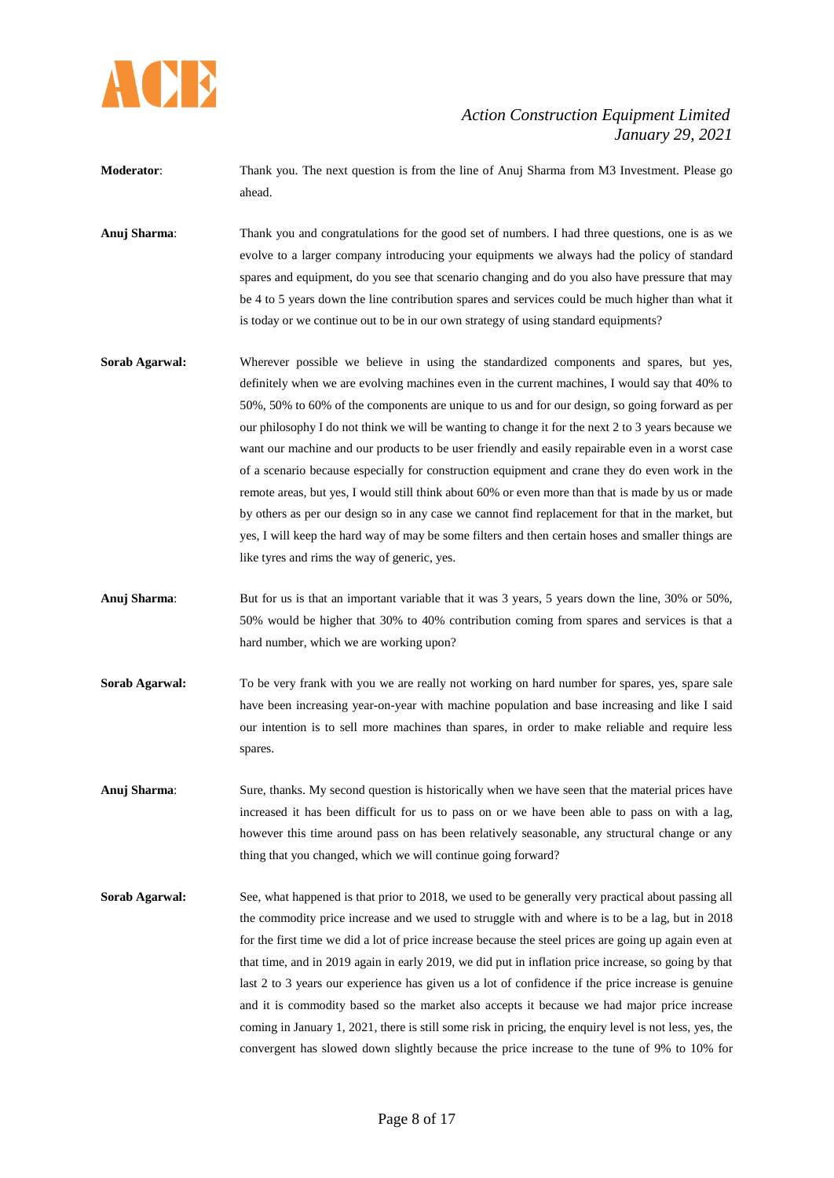**Moderator**: Thank you. The next question is from the line of Anuj Sharma from M3 Investment. Please go ahead.

**Anuj Sharma**: Thank you and congratulations for the good set of numbers. I had three questions, one is as we evolve to a larger company introducing your equipments we always had the policy of standard spares and equipment, do you see that scenario changing and do you also have pressure that may be 4 to 5 years down the line contribution spares and services could be much higher than what it is today or we continue out to be in our own strategy of using standard equipments?

**Sorab Agarwal:** Wherever possible we believe in using the standardized components and spares, but yes, definitely when we are evolving machines even in the current machines, I would say that 40% to 50%, 50% to 60% of the components are unique to us and for our design, so going forward as per our philosophy I do not think we will be wanting to change it for the next 2 to 3 years because we want our machine and our products to be user friendly and easily repairable even in a worst case of a scenario because especially for construction equipment and crane they do even work in the remote areas, but yes, I would still think about 60% or even more than that is made by us or made by others as per our design so in any case we cannot find replacement for that in the market, but yes, I will keep the hard way of may be some filters and then certain hoses and smaller things are like tyres and rims the way of generic, yes.

**Anuj Sharma**: But for us is that an important variable that it was 3 years, 5 years down the line, 30% or 50%, 50% would be higher that 30% to 40% contribution coming from spares and services is that a hard number, which we are working upon?

**Sorab Agarwal:** To be very frank with you we are really not working on hard number for spares, yes, spare sale have been increasing year-on-year with machine population and base increasing and like I said our intention is to sell more machines than spares, in order to make reliable and require less spares.

**Anuj Sharma**: Sure, thanks. My second question is historically when we have seen that the material prices have increased it has been difficult for us to pass on or we have been able to pass on with a lag, however this time around pass on has been relatively seasonable, any structural change or any thing that you changed, which we will continue going forward?

**Sorab Agarwal:** See, what happened is that prior to 2018, we used to be generally very practical about passing all the commodity price increase and we used to struggle with and where is to be a lag, but in 2018 for the first time we did a lot of price increase because the steel prices are going up again even at that time, and in 2019 again in early 2019, we did put in inflation price increase, so going by that last 2 to 3 years our experience has given us a lot of confidence if the price increase is genuine and it is commodity based so the market also accepts it because we had major price increase coming in January 1, 2021, there is still some risk in pricing, the enquiry level is not less, yes, the convergent has slowed down slightly because the price increase to the tune of 9% to 10% for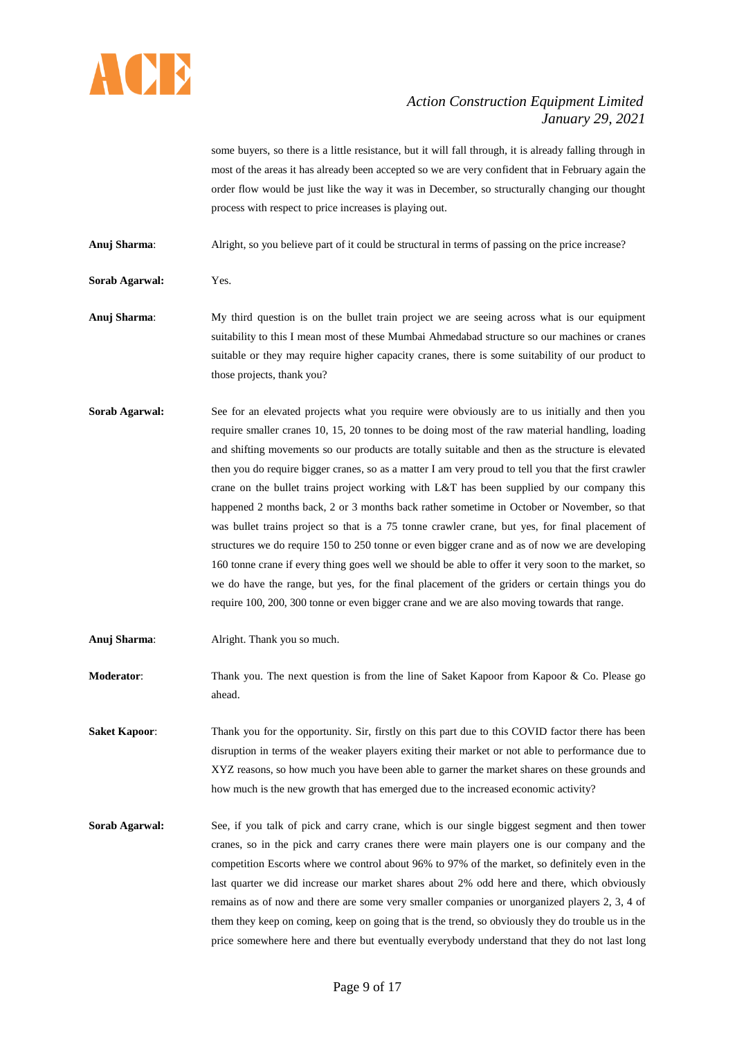some buyers, so there is a little resistance, but it will fall through, it is already falling through in most of the areas it has already been accepted so we are very confident that in February again the order flow would be just like the way it was in December, so structurally changing our thought process with respect to price increases is playing out.

**Anuj Sharma**: Alright, so you believe part of it could be structural in terms of passing on the price increase?

**Sorab Agarwal:** Yes.

**Anuj Sharma**: My third question is on the bullet train project we are seeing across what is our equipment suitability to this I mean most of these Mumbai Ahmedabad structure so our machines or cranes suitable or they may require higher capacity cranes, there is some suitability of our product to those projects, thank you?

**Sorab Agarwal:** See for an elevated projects what you require were obviously are to us initially and then you require smaller cranes 10, 15, 20 tonnes to be doing most of the raw material handling, loading and shifting movements so our products are totally suitable and then as the structure is elevated then you do require bigger cranes, so as a matter I am very proud to tell you that the first crawler crane on the bullet trains project working with L&T has been supplied by our company this happened 2 months back, 2 or 3 months back rather sometime in October or November, so that was bullet trains project so that is a 75 tonne crawler crane, but yes, for final placement of structures we do require 150 to 250 tonne or even bigger crane and as of now we are developing 160 tonne crane if every thing goes well we should be able to offer it very soon to the market, so we do have the range, but yes, for the final placement of the griders or certain things you do require 100, 200, 300 tonne or even bigger crane and we are also moving towards that range.

**Anuj Sharma**: Alright. Thank you so much.

**Moderator**: Thank you. The next question is from the line of Saket Kapoor from Kapoor & Co. Please go ahead.

**Saket Kapoor**: Thank you for the opportunity. Sir, firstly on this part due to this COVID factor there has been disruption in terms of the weaker players exiting their market or not able to performance due to XYZ reasons, so how much you have been able to garner the market shares on these grounds and how much is the new growth that has emerged due to the increased economic activity?

**Sorab Agarwal:** See, if you talk of pick and carry crane, which is our single biggest segment and then tower cranes, so in the pick and carry cranes there were main players one is our company and the competition Escorts where we control about 96% to 97% of the market, so definitely even in the last quarter we did increase our market shares about 2% odd here and there, which obviously remains as of now and there are some very smaller companies or unorganized players 2, 3, 4 of them they keep on coming, keep on going that is the trend, so obviously they do trouble us in the price somewhere here and there but eventually everybody understand that they do not last long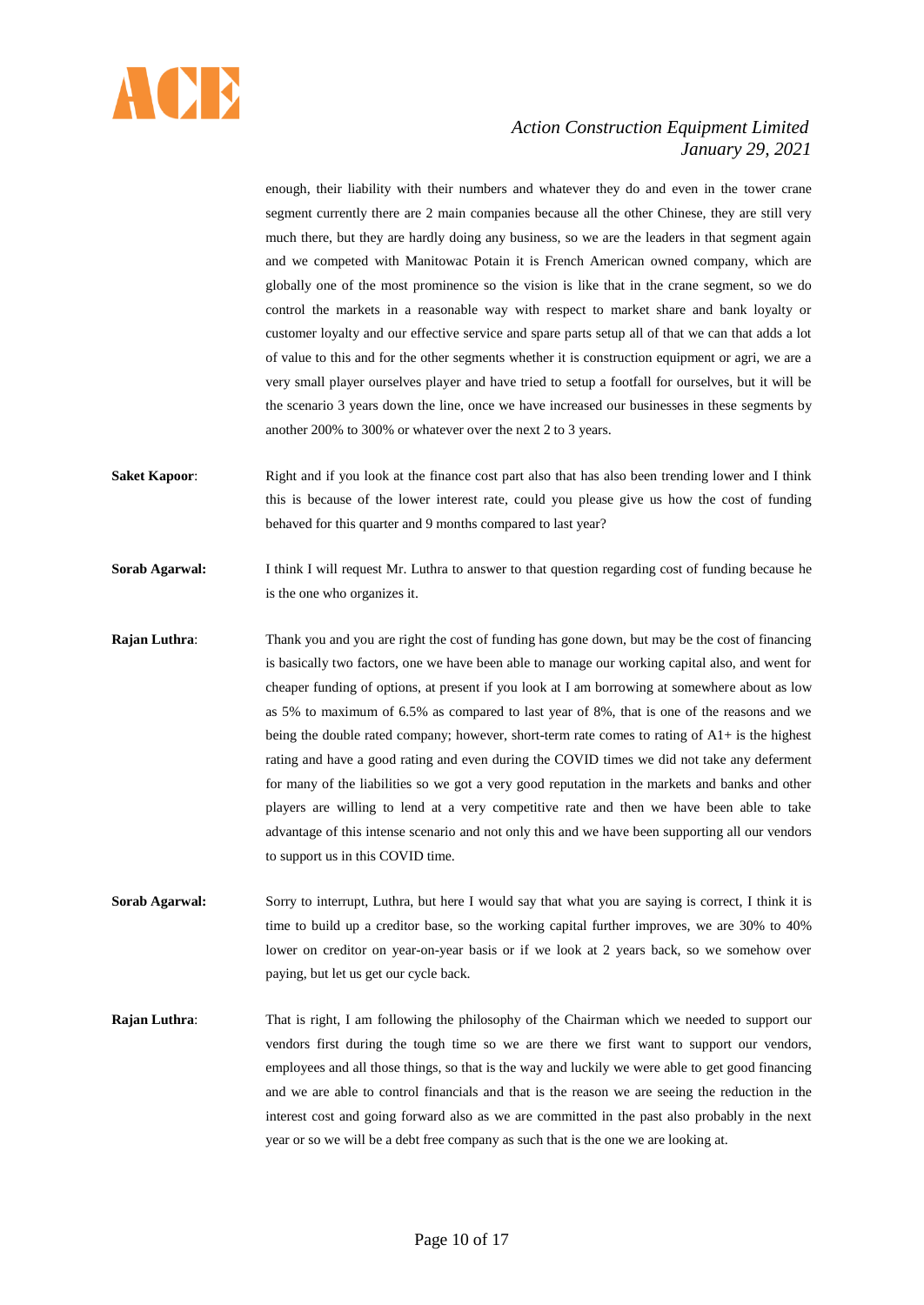enough, their liability with their numbers and whatever they do and even in the tower crane segment currently there are 2 main companies because all the other Chinese, they are still very much there, but they are hardly doing any business, so we are the leaders in that segment again and we competed with Manitowac Potain it is French American owned company, which are globally one of the most prominence so the vision is like that in the crane segment, so we do control the markets in a reasonable way with respect to market share and bank loyalty or customer loyalty and our effective service and spare parts setup all of that we can that adds a lot of value to this and for the other segments whether it is construction equipment or agri, we are a very small player ourselves player and have tried to setup a footfall for ourselves, but it will be the scenario 3 years down the line, once we have increased our businesses in these segments by another 200% to 300% or whatever over the next 2 to 3 years.

**Saket Kapoor**: Right and if you look at the finance cost part also that has also been trending lower and I think this is because of the lower interest rate, could you please give us how the cost of funding behaved for this quarter and 9 months compared to last year?

**Sorab Agarwal:** I think I will request Mr. Luthra to answer to that question regarding cost of funding because he is the one who organizes it.

**Rajan Luthra**: Thank you and you are right the cost of funding has gone down, but may be the cost of financing is basically two factors, one we have been able to manage our working capital also, and went for cheaper funding of options, at present if you look at I am borrowing at somewhere about as low as 5% to maximum of 6.5% as compared to last year of 8%, that is one of the reasons and we being the double rated company; however, short-term rate comes to rating of A1+ is the highest rating and have a good rating and even during the COVID times we did not take any deferment for many of the liabilities so we got a very good reputation in the markets and banks and other players are willing to lend at a very competitive rate and then we have been able to take advantage of this intense scenario and not only this and we have been supporting all our vendors to support us in this COVID time.

**Sorab Agarwal:** Sorry to interrupt, Luthra, but here I would say that what you are saying is correct, I think it is time to build up a creditor base, so the working capital further improves, we are 30% to 40% lower on creditor on year-on-year basis or if we look at 2 years back, so we somehow over paying, but let us get our cycle back.

**Rajan Luthra**: That is right, I am following the philosophy of the Chairman which we needed to support our vendors first during the tough time so we are there we first want to support our vendors, employees and all those things, so that is the way and luckily we were able to get good financing and we are able to control financials and that is the reason we are seeing the reduction in the interest cost and going forward also as we are committed in the past also probably in the next year or so we will be a debt free company as such that is the one we are looking at.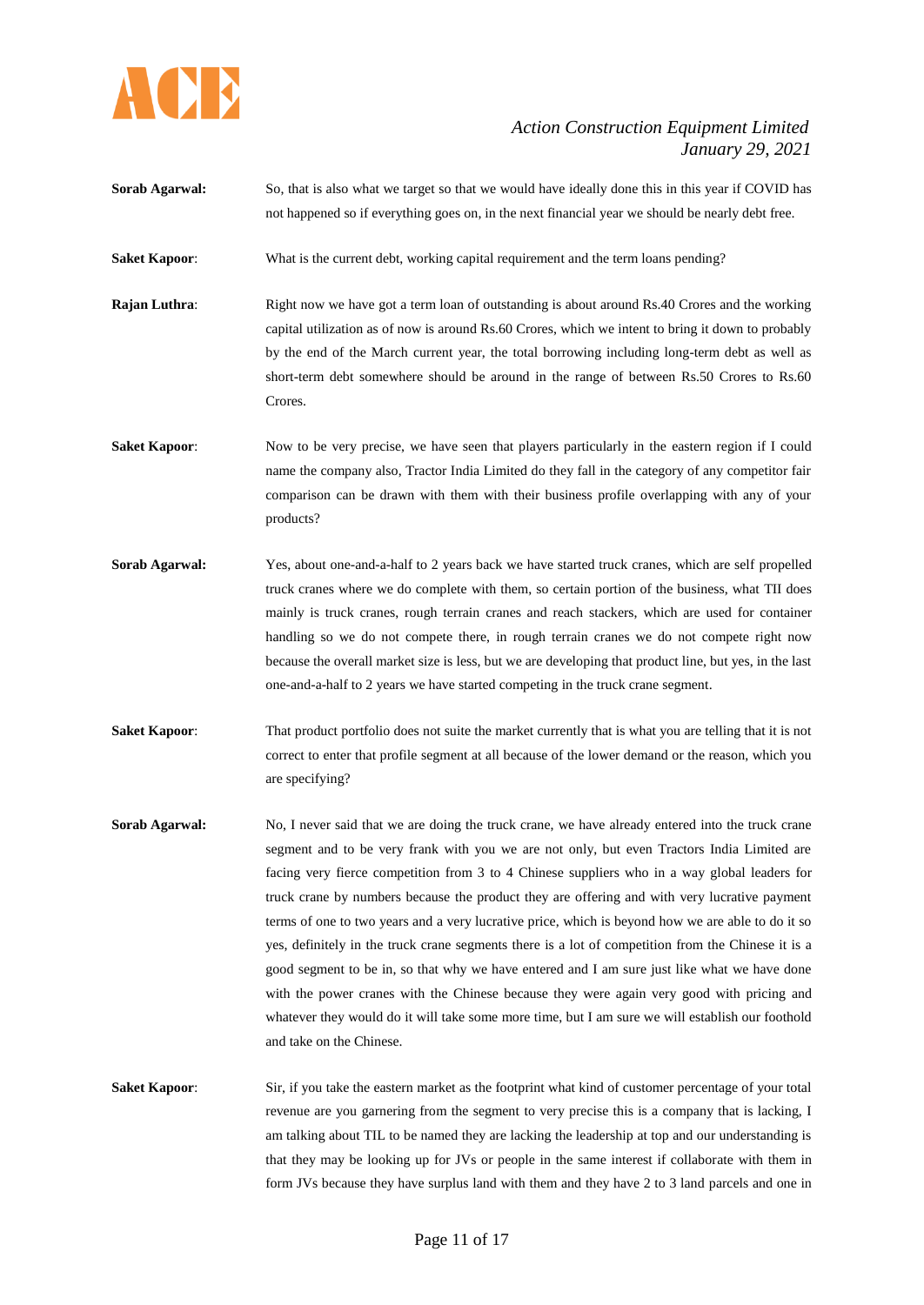**Sorab Agarwal:** So, that is also what we target so that we would have ideally done this in this year if COVID has not happened so if everything goes on, in the next financial year we should be nearly debt free.

**Saket Kapoor**: What is the current debt, working capital requirement and the term loans pending?

**Rajan Luthra**: Right now we have got a term loan of outstanding is about around Rs.40 Crores and the working capital utilization as of now is around Rs.60 Crores, which we intent to bring it down to probably by the end of the March current year, the total borrowing including long-term debt as well as short-term debt somewhere should be around in the range of between Rs.50 Crores to Rs.60 Crores.

**Saket Kapoor**: Now to be very precise, we have seen that players particularly in the eastern region if I could name the company also, Tractor India Limited do they fall in the category of any competitor fair comparison can be drawn with them with their business profile overlapping with any of your products?

**Sorab Agarwal:** Yes, about one-and-a-half to 2 years back we have started truck cranes, which are self propelled truck cranes where we do complete with them, so certain portion of the business, what TII does mainly is truck cranes, rough terrain cranes and reach stackers, which are used for container handling so we do not compete there, in rough terrain cranes we do not compete right now because the overall market size is less, but we are developing that product line, but yes, in the last one-and-a-half to 2 years we have started competing in the truck crane segment.

**Saket Kapoor**: That product portfolio does not suite the market currently that is what you are telling that it is not correct to enter that profile segment at all because of the lower demand or the reason, which you are specifying?

**Sorab Agarwal:** No, I never said that we are doing the truck crane, we have already entered into the truck crane segment and to be very frank with you we are not only, but even Tractors India Limited are facing very fierce competition from 3 to 4 Chinese suppliers who in a way global leaders for truck crane by numbers because the product they are offering and with very lucrative payment terms of one to two years and a very lucrative price, which is beyond how we are able to do it so yes, definitely in the truck crane segments there is a lot of competition from the Chinese it is a good segment to be in, so that why we have entered and I am sure just like what we have done with the power cranes with the Chinese because they were again very good with pricing and whatever they would do it will take some more time, but I am sure we will establish our foothold and take on the Chinese.

**Saket Kapoor**: Sir, if you take the eastern market as the footprint what kind of customer percentage of your total revenue are you garnering from the segment to very precise this is a company that is lacking, I am talking about TIL to be named they are lacking the leadership at top and our understanding is that they may be looking up for JVs or people in the same interest if collaborate with them in form JVs because they have surplus land with them and they have 2 to 3 land parcels and one in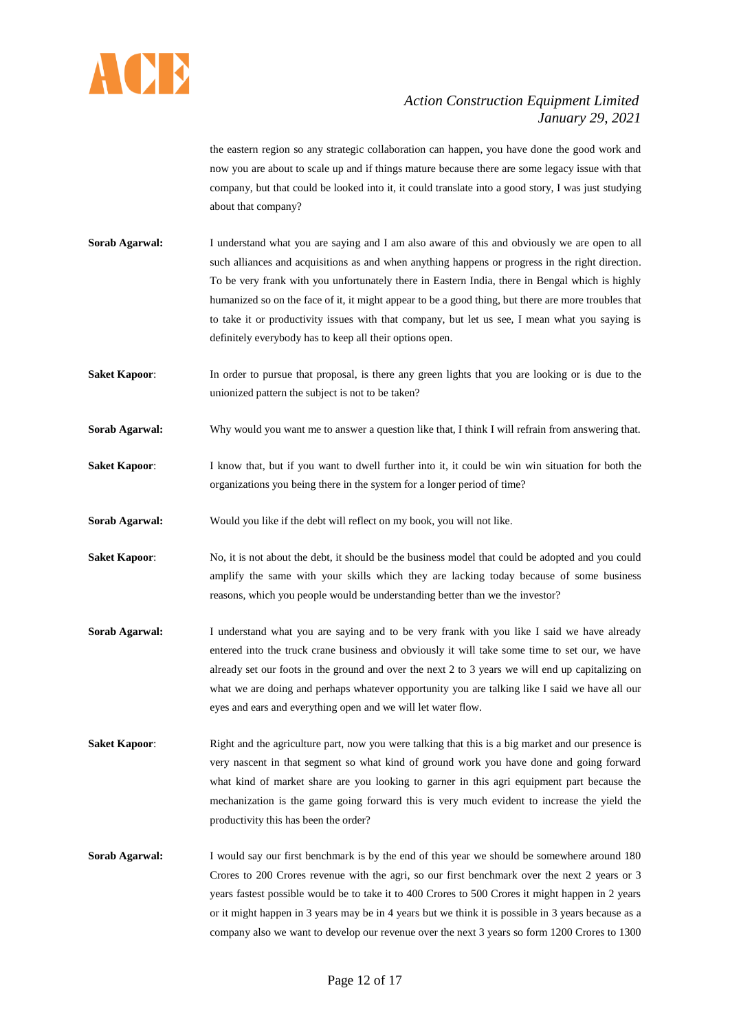the eastern region so any strategic collaboration can happen, you have done the good work and now you are about to scale up and if things mature because there are some legacy issue with that company, but that could be looked into it, it could translate into a good story, I was just studying about that company?

**Sorab Agarwal:** I understand what you are saying and I am also aware of this and obviously we are open to all such alliances and acquisitions as and when anything happens or progress in the right direction. To be very frank with you unfortunately there in Eastern India, there in Bengal which is highly humanized so on the face of it, it might appear to be a good thing, but there are more troubles that to take it or productivity issues with that company, but let us see, I mean what you saying is definitely everybody has to keep all their options open.

**Saket Kapoor**: In order to pursue that proposal, is there any green lights that you are looking or is due to the unionized pattern the subject is not to be taken?

**Sorab Agarwal:** Why would you want me to answer a question like that, I think I will refrain from answering that.

**Saket Kapoor**: I know that, but if you want to dwell further into it, it could be win win situation for both the organizations you being there in the system for a longer period of time?

**Sorab Agarwal:** Would you like if the debt will reflect on my book, you will not like.

**Saket Kapoor**: No, it is not about the debt, it should be the business model that could be adopted and you could amplify the same with your skills which they are lacking today because of some business reasons, which you people would be understanding better than we the investor?

**Sorab Agarwal:** I understand what you are saying and to be very frank with you like I said we have already entered into the truck crane business and obviously it will take some time to set our, we have already set our foots in the ground and over the next 2 to 3 years we will end up capitalizing on what we are doing and perhaps whatever opportunity you are talking like I said we have all our eyes and ears and everything open and we will let water flow.

**Saket Kapoor**: Right and the agriculture part, now you were talking that this is a big market and our presence is very nascent in that segment so what kind of ground work you have done and going forward what kind of market share are you looking to garner in this agri equipment part because the mechanization is the game going forward this is very much evident to increase the yield the productivity this has been the order?

**Sorab Agarwal:** I would say our first benchmark is by the end of this year we should be somewhere around 180 Crores to 200 Crores revenue with the agri, so our first benchmark over the next 2 years or 3 years fastest possible would be to take it to 400 Crores to 500 Crores it might happen in 2 years or it might happen in 3 years may be in 4 years but we think it is possible in 3 years because as a company also we want to develop our revenue over the next 3 years so form 1200 Crores to 1300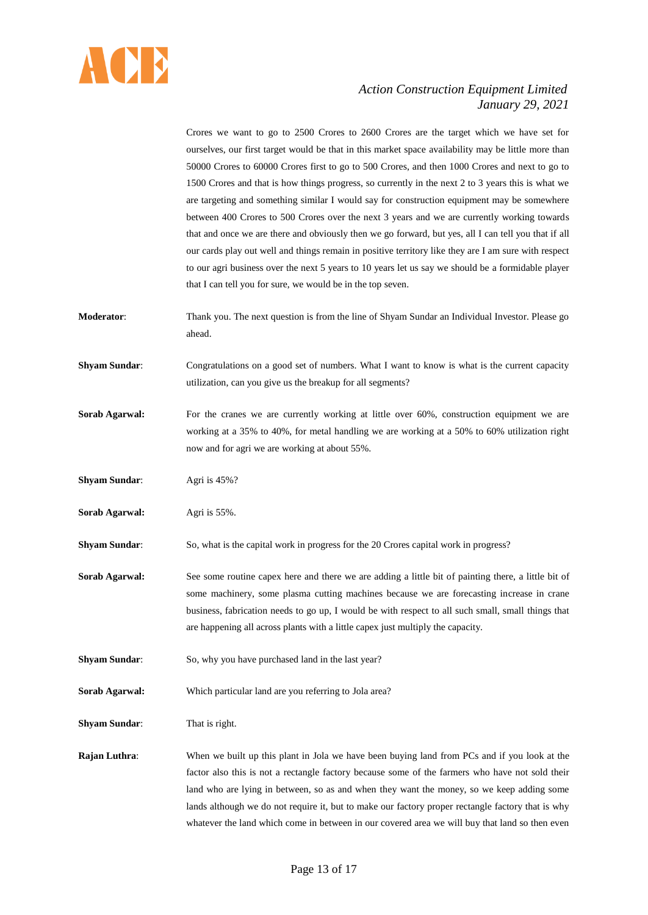Crores we want to go to 2500 Crores to 2600 Crores are the target which we have set for ourselves, our first target would be that in this market space availability may be little more than 50000 Crores to 60000 Crores first to go to 500 Crores, and then 1000 Crores and next to go to 1500 Crores and that is how things progress, so currently in the next 2 to 3 years this is what we are targeting and something similar I would say for construction equipment may be somewhere between 400 Crores to 500 Crores over the next 3 years and we are currently working towards that and once we are there and obviously then we go forward, but yes, all I can tell you that if all our cards play out well and things remain in positive territory like they are I am sure with respect to our agri business over the next 5 years to 10 years let us say we should be a formidable player that I can tell you for sure, we would be in the top seven.

**Moderator**: Thank you. The next question is from the line of Shyam Sundar an Individual Investor. Please go ahead.

**Shyam Sundar**: Congratulations on a good set of numbers. What I want to know is what is the current capacity utilization, can you give us the breakup for all segments?

**Sorab Agarwal:** For the cranes we are currently working at little over 60%, construction equipment we are working at a 35% to 40%, for metal handling we are working at a 50% to 60% utilization right now and for agri we are working at about 55%.

**Shyam Sundar**: Agri is 45%?

**Sorab Agarwal:** Agri is 55%.

**Shyam Sundar**: So, what is the capital work in progress for the 20 Crores capital work in progress?

**Sorab Agarwal:** See some routine capex here and there we are adding a little bit of painting there, a little bit of some machinery, some plasma cutting machines because we are forecasting increase in crane business, fabrication needs to go up, I would be with respect to all such small, small things that are happening all across plants with a little capex just multiply the capacity.

**Shyam Sundar**: So, why you have purchased land in the last year?

**Sorab Agarwal:** Which particular land are you referring to Jola area?

**Shyam Sundar**: That is right.

**Rajan Luthra**: When we built up this plant in Jola we have been buying land from PCs and if you look at the factor also this is not a rectangle factory because some of the farmers who have not sold their land who are lying in between, so as and when they want the money, so we keep adding some lands although we do not require it, but to make our factory proper rectangle factory that is why whatever the land which come in between in our covered area we will buy that land so then even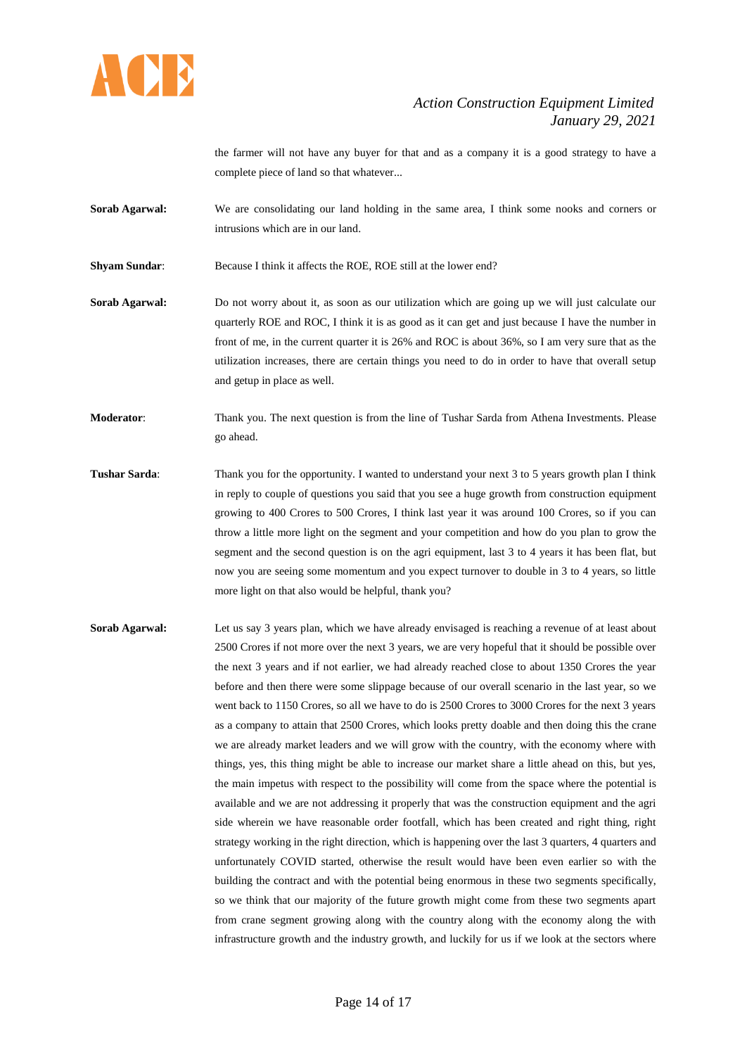the farmer will not have any buyer for that and as a company it is a good strategy to have a complete piece of land so that whatever...

**Sorab Agarwal:** We are consolidating our land holding in the same area, I think some nooks and corners or intrusions which are in our land.

**Shyam Sundar**: Because I think it affects the ROE, ROE still at the lower end?

**Sorab Agarwal:** Do not worry about it, as soon as our utilization which are going up we will just calculate our quarterly ROE and ROC, I think it is as good as it can get and just because I have the number in front of me, in the current quarter it is 26% and ROC is about 36%, so I am very sure that as the utilization increases, there are certain things you need to do in order to have that overall setup and getup in place as well.

**Moderator**: Thank you. The next question is from the line of Tushar Sarda from Athena Investments. Please go ahead.

**Tushar Sarda**: Thank you for the opportunity. I wanted to understand your next 3 to 5 years growth plan I think in reply to couple of questions you said that you see a huge growth from construction equipment growing to 400 Crores to 500 Crores, I think last year it was around 100 Crores, so if you can throw a little more light on the segment and your competition and how do you plan to grow the segment and the second question is on the agri equipment, last 3 to 4 years it has been flat, but now you are seeing some momentum and you expect turnover to double in 3 to 4 years, so little more light on that also would be helpful, thank you?

**Sorab Agarwal:** Let us say 3 years plan, which we have already envisaged is reaching a revenue of at least about 2500 Crores if not more over the next 3 years, we are very hopeful that it should be possible over the next 3 years and if not earlier, we had already reached close to about 1350 Crores the year before and then there were some slippage because of our overall scenario in the last year, so we went back to 1150 Crores, so all we have to do is 2500 Crores to 3000 Crores for the next 3 years as a company to attain that 2500 Crores, which looks pretty doable and then doing this the crane we are already market leaders and we will grow with the country, with the economy where with things, yes, this thing might be able to increase our market share a little ahead on this, but yes, the main impetus with respect to the possibility will come from the space where the potential is available and we are not addressing it properly that was the construction equipment and the agri side wherein we have reasonable order footfall, which has been created and right thing, right strategy working in the right direction, which is happening over the last 3 quarters, 4 quarters and unfortunately COVID started, otherwise the result would have been even earlier so with the building the contract and with the potential being enormous in these two segments specifically, so we think that our majority of the future growth might come from these two segments apart from crane segment growing along with the country along with the economy along the with infrastructure growth and the industry growth, and luckily for us if we look at the sectors where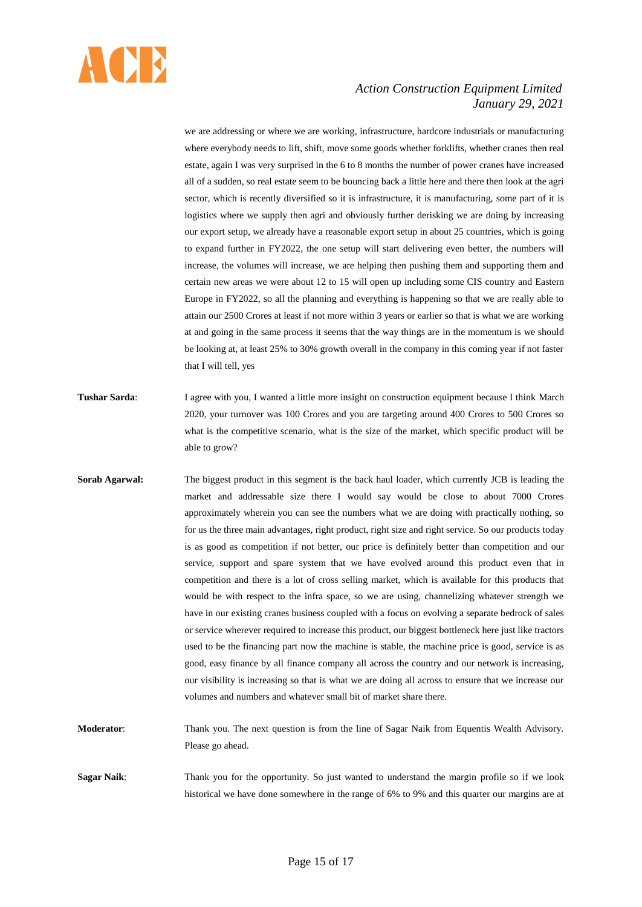we are addressing or where we are working, infrastructure, hardcore industrials or manufacturing where everybody needs to lift, shift, move some goods whether forklifts, whether cranes then real estate, again I was very surprised in the 6 to 8 months the number of power cranes have increased all of a sudden, so real estate seem to be bouncing back a little here and there then look at the agri sector, which is recently diversified so it is infrastructure, it is manufacturing, some part of it is logistics where we supply then agri and obviously further derisking we are doing by increasing our export setup, we already have a reasonable export setup in about 25 countries, which is going to expand further in FY2022, the one setup will start delivering even better, the numbers will increase, the volumes will increase, we are helping then pushing them and supporting them and certain new areas we were about 12 to 15 will open up including some CIS country and Eastern Europe in FY2022, so all the planning and everything is happening so that we are really able to attain our 2500 Crores at least if not more within 3 years or earlier so that is what we are working at and going in the same process it seems that the way things are in the momentum is we should be looking at, at least 25% to 30% growth overall in the company in this coming year if not faster that I will tell, yes

**Tushar Sarda**: I agree with you, I wanted a little more insight on construction equipment because I think March 2020, your turnover was 100 Crores and you are targeting around 400 Crores to 500 Crores so what is the competitive scenario, what is the size of the market, which specific product will be able to grow?

**Sorab Agarwal:** The biggest product in this segment is the back haul loader, which currently JCB is leading the market and addressable size there I would say would be close to about 7000 Crores approximately wherein you can see the numbers what we are doing with practically nothing, so for us the three main advantages, right product, right size and right service. So our products today is as good as competition if not better, our price is definitely better than competition and our service, support and spare system that we have evolved around this product even that in competition and there is a lot of cross selling market, which is available for this products that would be with respect to the infra space, so we are using, channelizing whatever strength we have in our existing cranes business coupled with a focus on evolving a separate bedrock of sales or service wherever required to increase this product, our biggest bottleneck here just like tractors used to be the financing part now the machine is stable, the machine price is good, service is as good, easy finance by all finance company all across the country and our network is increasing, our visibility is increasing so that is what we are doing all across to ensure that we increase our volumes and numbers and whatever small bit of market share there.

**Moderator**: Thank you. The next question is from the line of Sagar Naik from Equentis Wealth Advisory. Please go ahead.

**Sagar Naik**: Thank you for the opportunity. So just wanted to understand the margin profile so if we look historical we have done somewhere in the range of 6% to 9% and this quarter our margins are at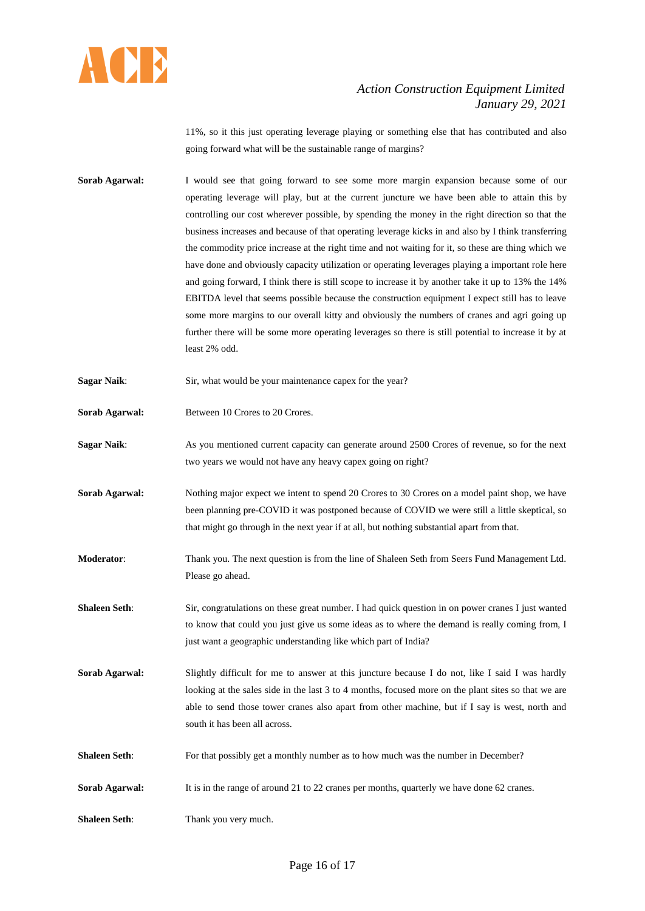11%, so it this just operating leverage playing or something else that has contributed and also going forward what will be the sustainable range of margins?

**Sorab Agarwal:** I would see that going forward to see some more margin expansion because some of our operating leverage will play, but at the current juncture we have been able to attain this by controlling our cost wherever possible, by spending the money in the right direction so that the business increases and because of that operating leverage kicks in and also by I think transferring the commodity price increase at the right time and not waiting for it, so these are thing which we have done and obviously capacity utilization or operating leverages playing a important role here and going forward, I think there is still scope to increase it by another take it up to 13% the 14% EBITDA level that seems possible because the construction equipment I expect still has to leave some more margins to our overall kitty and obviously the numbers of cranes and agri going up further there will be some more operating leverages so there is still potential to increase it by at least 2% odd.

**Sagar Naik**: Sir, what would be your maintenance capex for the year?

**Sorab Agarwal:** Between 10 Crores to 20 Crores.

**Sagar Naik**: As you mentioned current capacity can generate around 2500 Crores of revenue, so for the next two years we would not have any heavy capex going on right?

**Sorab Agarwal:** Nothing major expect we intent to spend 20 Crores to 30 Crores on a model paint shop, we have been planning pre-COVID it was postponed because of COVID we were still a little skeptical, so that might go through in the next year if at all, but nothing substantial apart from that.

**Moderator**: Thank you. The next question is from the line of Shaleen Seth from Seers Fund Management Ltd. Please go ahead.

**Shaleen Seth**: Sir, congratulations on these great number. I had quick question in on power cranes I just wanted to know that could you just give us some ideas as to where the demand is really coming from, I just want a geographic understanding like which part of India?

**Sorab Agarwal:** Slightly difficult for me to answer at this juncture because I do not, like I said I was hardly looking at the sales side in the last 3 to 4 months, focused more on the plant sites so that we are able to send those tower cranes also apart from other machine, but if I say is west, north and south it has been all across.

**Shaleen Seth**: For that possibly get a monthly number as to how much was the number in December?

**Sorab Agarwal:** It is in the range of around 21 to 22 cranes per months, quarterly we have done 62 cranes.

**Shaleen Seth**: Thank you very much.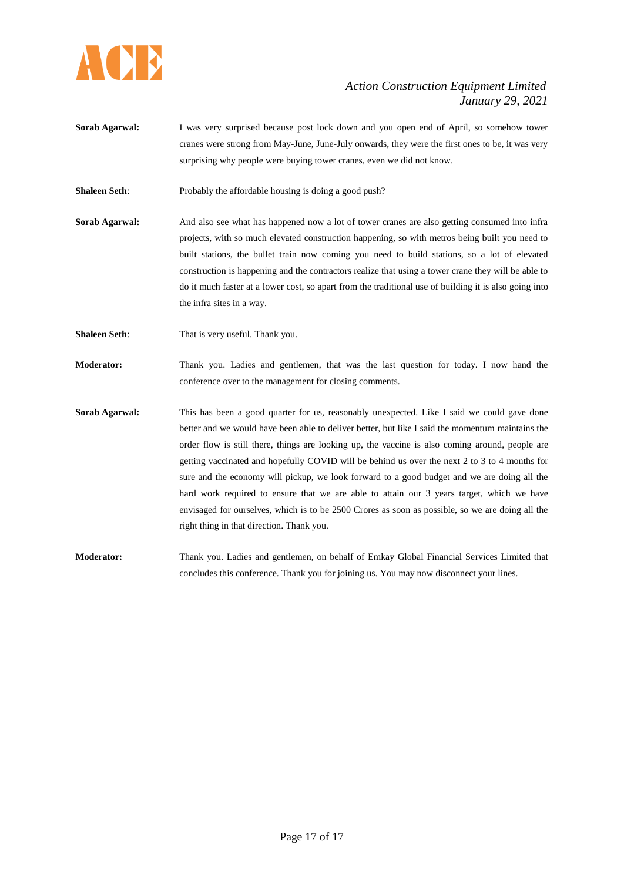**Sorab Agarwal:** I was very surprised because post lock down and you open end of April, so somehow tower cranes were strong from May-June, June-July onwards, they were the first ones to be, it was very surprising why people were buying tower cranes, even we did not know.

**Shaleen Seth**: Probably the affordable housing is doing a good push?

**Sorab Agarwal:** And also see what has happened now a lot of tower cranes are also getting consumed into infra projects, with so much elevated construction happening, so with metros being built you need to built stations, the bullet train now coming you need to build stations, so a lot of elevated construction is happening and the contractors realize that using a tower crane they will be able to do it much faster at a lower cost, so apart from the traditional use of building it is also going into the infra sites in a way.

**Shaleen Seth**: That is very useful. Thank you.

**Moderator:** Thank you. Ladies and gentlemen, that was the last question for today. I now hand the conference over to the management for closing comments.

**Sorab Agarwal:** This has been a good quarter for us, reasonably unexpected. Like I said we could gave done better and we would have been able to deliver better, but like I said the momentum maintains the order flow is still there, things are looking up, the vaccine is also coming around, people are getting vaccinated and hopefully COVID will be behind us over the next 2 to 3 to 4 months for sure and the economy will pickup, we look forward to a good budget and we are doing all the hard work required to ensure that we are able to attain our 3 years target, which we have envisaged for ourselves, which is to be 2500 Crores as soon as possible, so we are doing all the right thing in that direction. Thank you.

**Moderator:** Thank you. Ladies and gentlemen, on behalf of Emkay Global Financial Services Limited that concludes this conference. Thank you for joining us. You may now disconnect your lines.